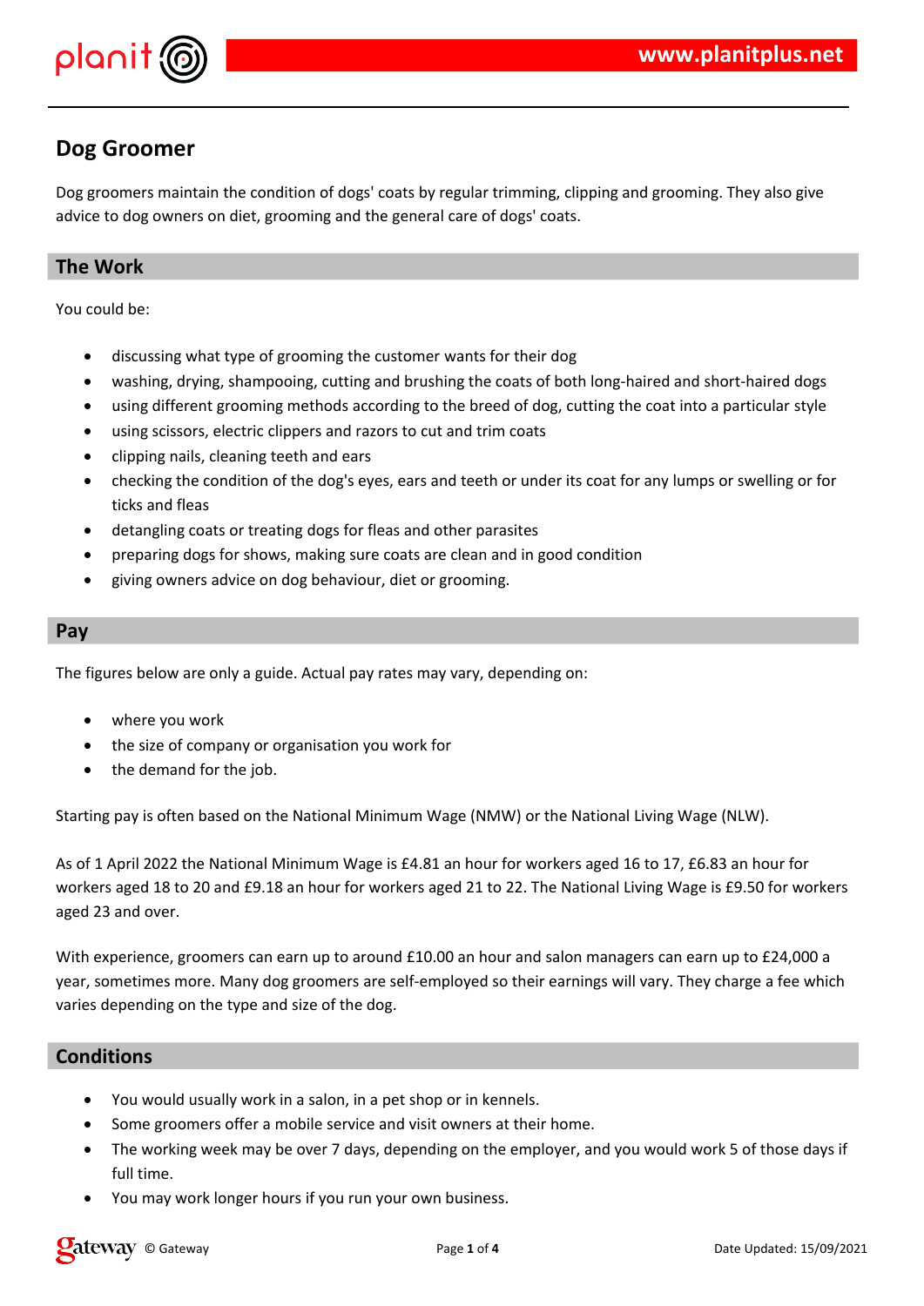# Dog Groomer

Dog groomers maintain the condition of dogs' coats by regular trimming, clipping and grooming. They also give advice to dog owners on diet, grooming and the general care of dogs' coats.

## The Work

You could be:

- discussing what type of grooming the customer wants for their dog
- washing, drying, shampooing, cutting and brushing the coats of both long-haired and short-haired dogs
- using different grooming methods according to the breed of dog, cutting the coat into a particular style
- using scissors, electric clippers and razors to cut and trim coats
- clipping nails, cleaning teeth and ears
- checking the condition of the dog's eyes, ears and teeth or under its coat for any lumps or swelling or for ticks and fleas
- detangling coats or treating dogs for fleas and other parasites
- preparing dogs for shows, making sure coats are clean and in good condition
- giving owners advice on dog behaviour, diet or grooming.

## Pay

The figures below are only a guide. Actual pay rates may vary, depending on:

- where you work
- the size of company or organisation you work for
- the demand for the job.

Starting pay is often based on the National Minimum Wage (NMW) or the National Living Wage (NLW).

As of 1 April 2022 the National Minimum Wage is £4.81 an hour for workers aged 16 to 17, £6.83 an hour for workers aged 18 to 20 and £9.18 an hour for workers aged 21 to 22. The National Living Wage is £9.50 for workers aged 23 and over.

With experience, groomers can earn up to around £10.00 an hour and salon managers can earn up to £24,000 a year, sometimes more. Many dog groomers are self-employed so their earnings will vary. They charge a fee which varies depending on the type and size of the dog.

## Conditions

- You would usually work in a salon, in a pet shop or in kennels.
- Some groomers offer a mobile service and visit owners at their home.
- The working week may be over 7 days, depending on the employer, and you would work 5 of those days if full time.
- You may work longer hours if you run your own business.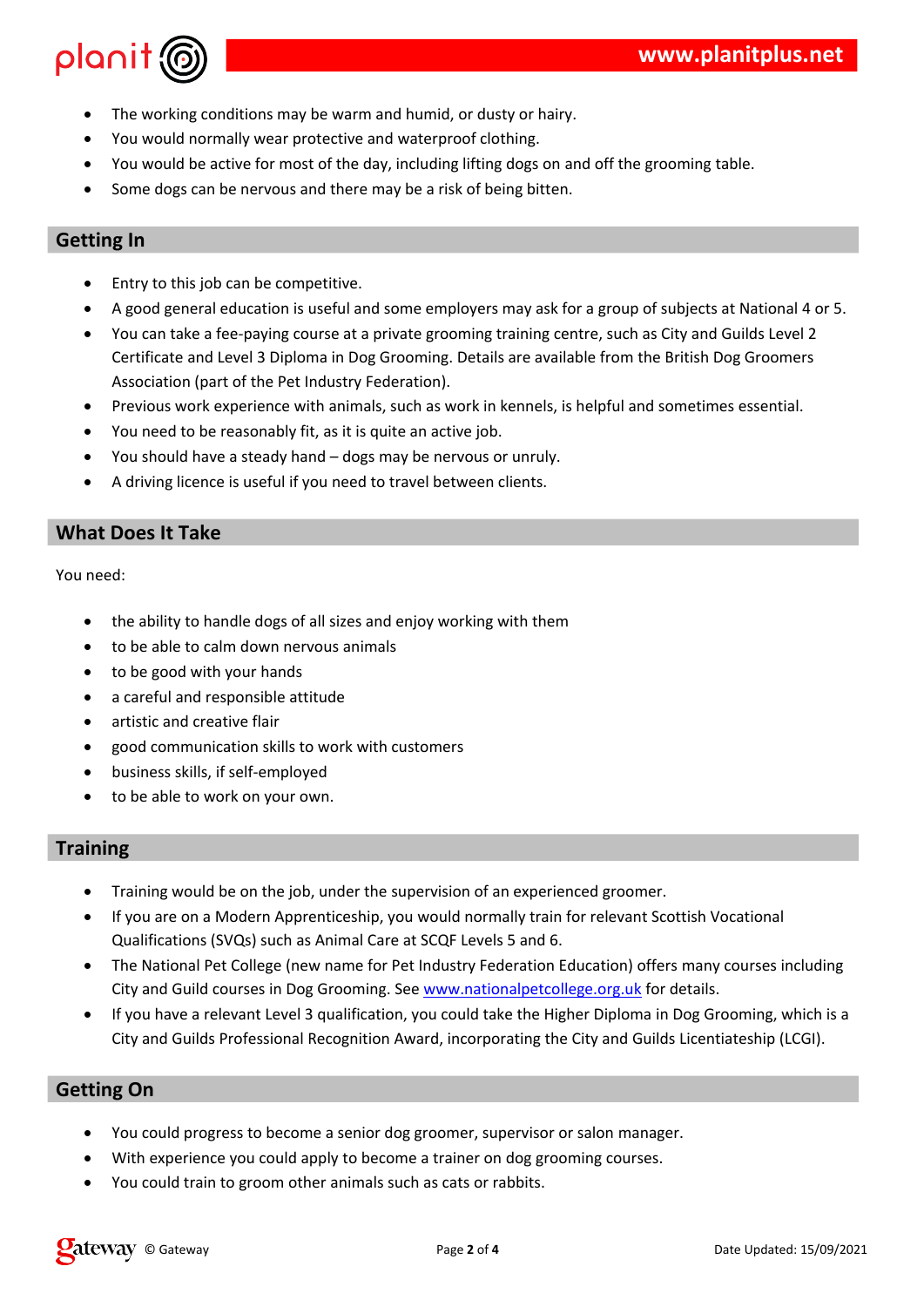- The working conditions may be warm and humid, or dusty or hairy.
- You would normally wear protective and waterproof clothing.
- You would be active for most of the day, including lifting dogs on and off the grooming table.
- Some dogs can be nervous and there may be a risk of being bitten.

## Getting In

- Entry to this job can be competitive.
- A good general education is useful and some employers may ask for a group of subjects at National 4 or 5.
- You can take a fee-paying course at a private grooming training centre, such as City and Guilds Level 2 Certificate and Level 3 Diploma in Dog Grooming. Details are available from the British Dog Groomers Association (part of the Pet Industry Federation).
- Previous work experience with animals, such as work in kennels, is helpful and sometimes essential.
- You need to be reasonably fit, as it is quite an active job.
- You should have a steady hand – dogs may be nervous or unruly.
- A driving licence is useful if you need to travel between clients.

## What Does It Take

You need:

- the ability to handle dogs of all sizes and enjoy working with them
- to be able to calm down nervous animals
- to be good with your hands
- a careful and responsible attitude
- artistic and creative flair
- good communication skills to work with customers
- business skills, if self-employed
- to be able to work on your own.

## Training

- Training would be on the job, under the supervision of an experienced groomer.
- If you are on a Modern Apprenticeship, you would normally train for relevant Scottish Vocational Qualifications (SVQs) such as Animal Care at SCQF Levels 5 and 6.
- The National Pet College (new name for Pet Industry Federation Education) offers many courses including City and Guild courses in Dog Grooming. See www.nationalpetcollege.org.uk for details.
- If you have a relevant Level 3 qualification, you could take the Higher Diploma in Dog Grooming, which is a City and Guilds Professional Recognition Award, incorporating the City and Guilds Licentiateship (LCGI).

## Getting On

- You could progress to become a senior dog groomer, supervisor or salon manager.
- With experience you could apply to become a trainer on dog grooming courses.
- You could train to groom other animals such as cats or rabbits.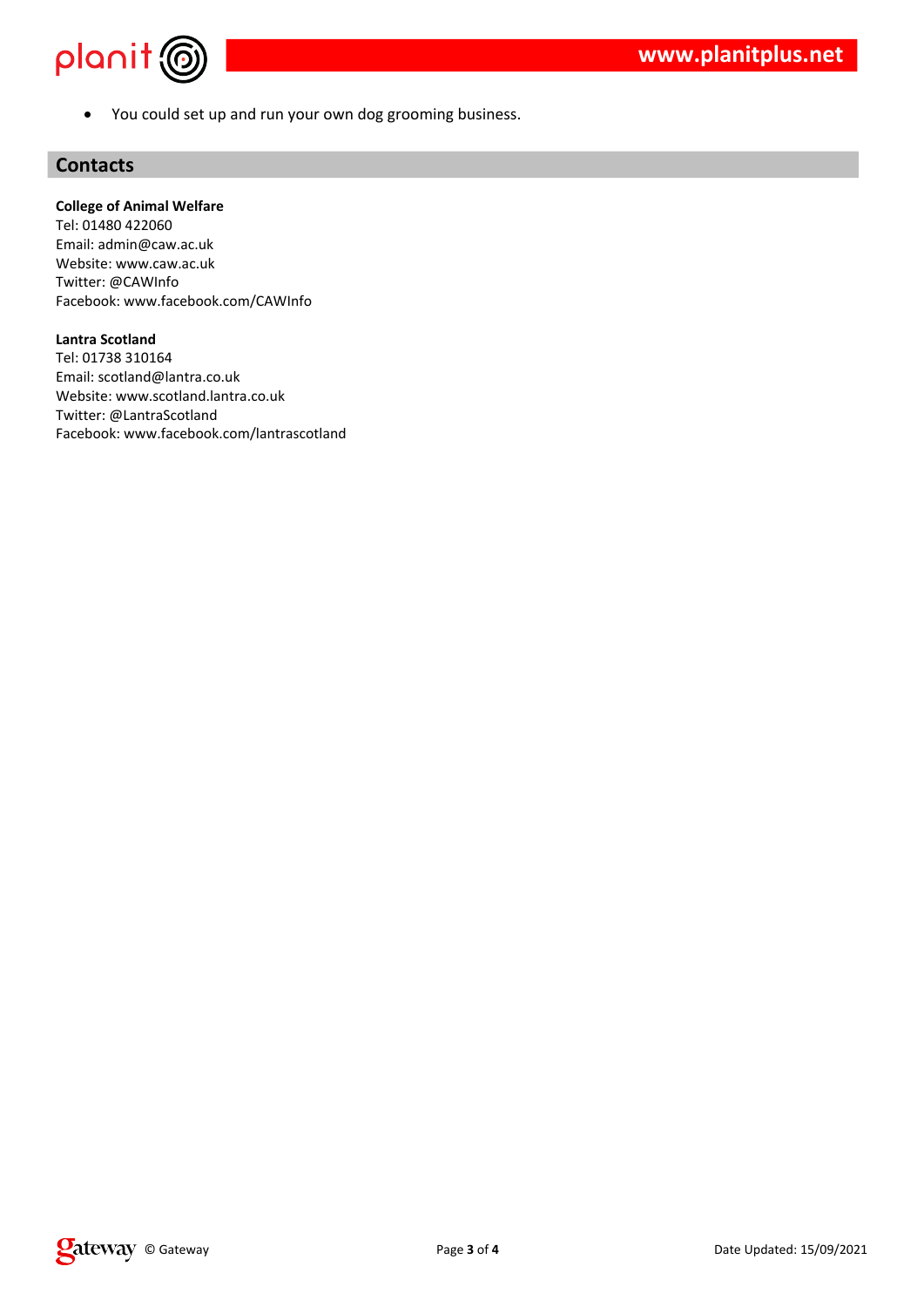- You could set up and run your own dog grooming business.

## Contacts

**College of Animal Welfare**
Tel: 01480 422060
Email: admin@caw.ac.uk
Website: www.caw.ac.uk
Twitter: @CAWInfo
Facebook: www.facebook.com/CAWInfo

**Lantra Scotland**
Tel: 01738 310164
Email: scotland@lantra.co.uk
Website: www.scotland.lantra.co.uk
Twitter: @LantraScotland
Facebook: www.facebook.com/lantrascotland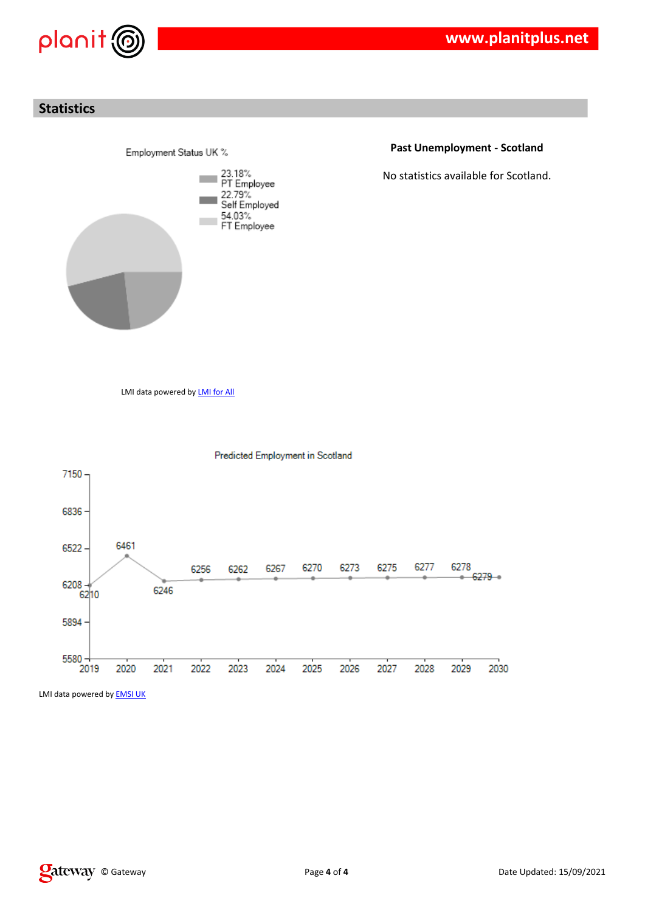## Statistics

Employment Status UK %

23.18%
PT Employee
22.79%
Self Employed
54.03%
FT Employee

LMI data powered by [LMI for All]

**Past Unemployment - Scotland**

No statistics available for Scotland.

Predicted Employment in Scotland

7150
6836
6522
6208
5894
5580

2019 2020 2021 2022 2023 2024 2025 2026 2027 2028 2029 2030

6210 6461 6246 6256 6262 6267 6270 6273 6275 6277 6278 6279

LMI data powered by [EMSI UK]